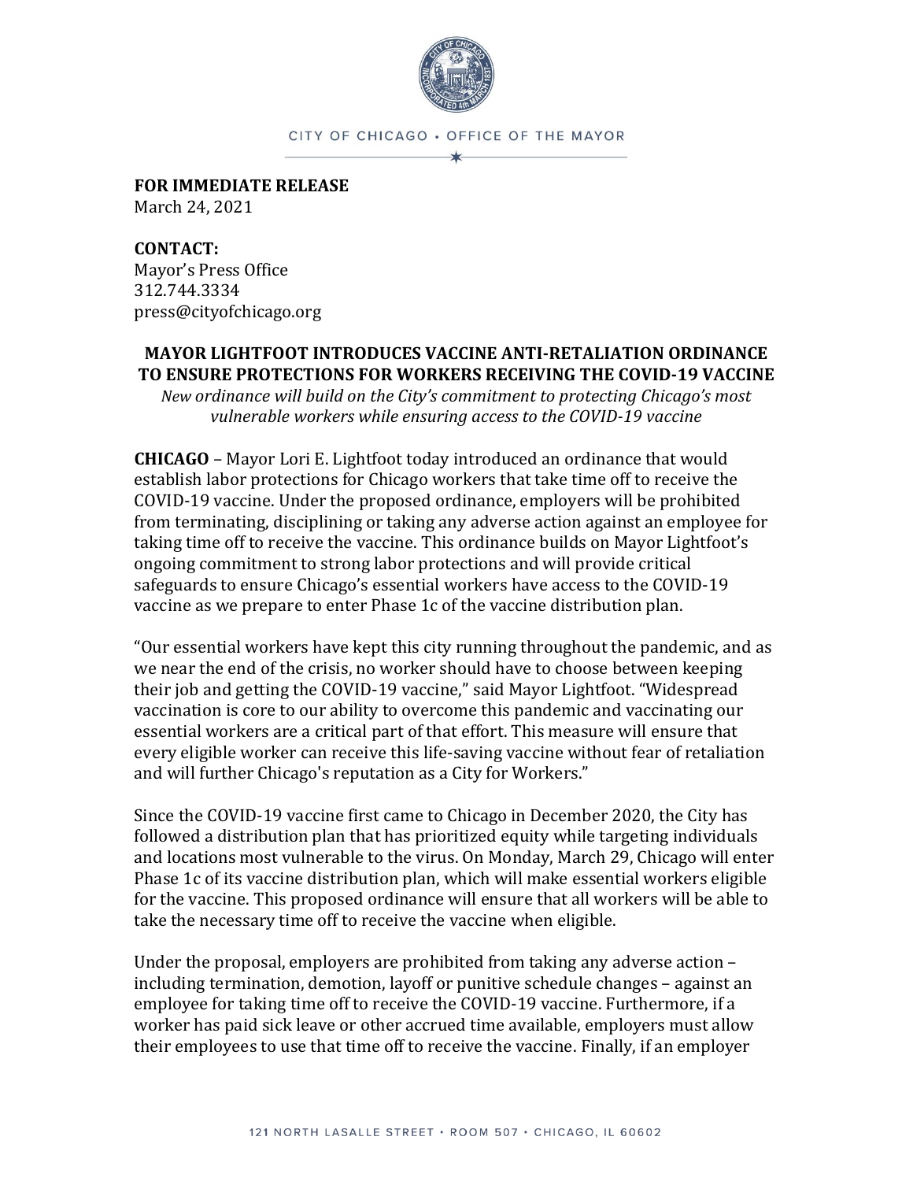CITY OF CHICAGO • OFFICE OF THE MAYOR

**FOR IMMEDIATE RELEASE**
March 24, 2021

**CONTACT:**
Mayor's Press Office
312.744.3334
press@cityofchicago.org

## MAYOR LIGHTFOOT INTRODUCES VACCINE ANTI-RETALIATION ORDINANCE TO ENSURE PROTECTIONS FOR WORKERS RECEIVING THE COVID-19 VACCINE

*New ordinance will build on the City's commitment to protecting Chicago's most vulnerable workers while ensuring access to the COVID-19 vaccine*

**CHICAGO** – Mayor Lori E. Lightfoot today introduced an ordinance that would establish labor protections for Chicago workers that take time off to receive the COVID-19 vaccine. Under the proposed ordinance, employers will be prohibited from terminating, disciplining or taking any adverse action against an employee for taking time off to receive the vaccine. This ordinance builds on Mayor Lightfoot's ongoing commitment to strong labor protections and will provide critical safeguards to ensure Chicago's essential workers have access to the COVID-19 vaccine as we prepare to enter Phase 1c of the vaccine distribution plan.

"Our essential workers have kept this city running throughout the pandemic, and as we near the end of the crisis, no worker should have to choose between keeping their job and getting the COVID-19 vaccine," said Mayor Lightfoot. "Widespread vaccination is core to our ability to overcome this pandemic and vaccinating our essential workers are a critical part of that effort. This measure will ensure that every eligible worker can receive this life-saving vaccine without fear of retaliation and will further Chicago's reputation as a City for Workers."

Since the COVID-19 vaccine first came to Chicago in December 2020, the City has followed a distribution plan that has prioritized equity while targeting individuals and locations most vulnerable to the virus. On Monday, March 29, Chicago will enter Phase 1c of its vaccine distribution plan, which will make essential workers eligible for the vaccine. This proposed ordinance will ensure that all workers will be able to take the necessary time off to receive the vaccine when eligible.

Under the proposal, employers are prohibited from taking any adverse action – including termination, demotion, layoff or punitive schedule changes – against an employee for taking time off to receive the COVID-19 vaccine. Furthermore, if a worker has paid sick leave or other accrued time available, employers must allow their employees to use that time off to receive the vaccine. Finally, if an employer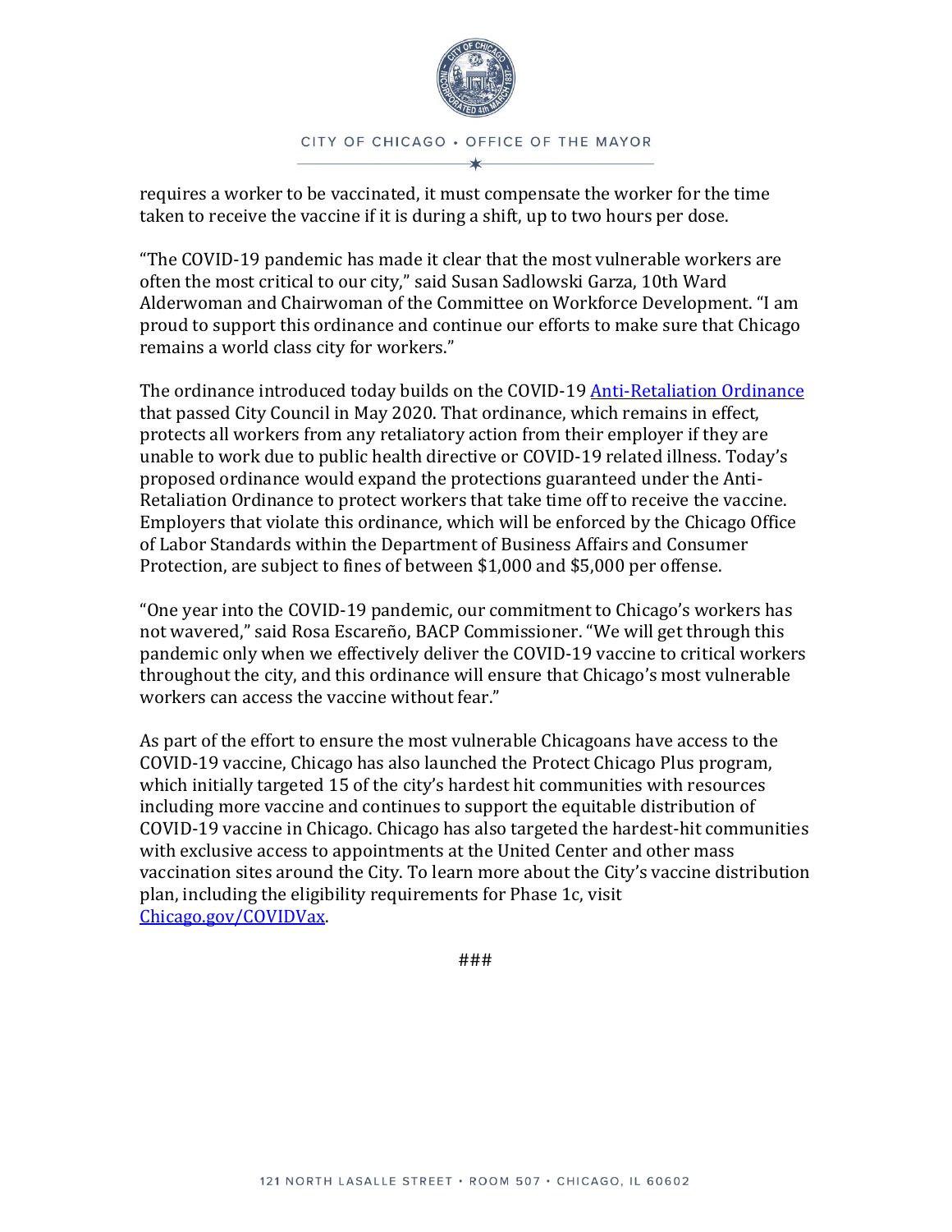requires a worker to be vaccinated, it must compensate the worker for the time taken to receive the vaccine if it is during a shift, up to two hours per dose.

"The COVID-19 pandemic has made it clear that the most vulnerable workers are often the most critical to our city," said Susan Sadlowski Garza, 10th Ward Alderwoman and Chairwoman of the Committee on Workforce Development. "I am proud to support this ordinance and continue our efforts to make sure that Chicago remains a world class city for workers."

The ordinance introduced today builds on the COVID-19 Anti-Retaliation Ordinance that passed City Council in May 2020. That ordinance, which remains in effect, protects all workers from any retaliatory action from their employer if they are unable to work due to public health directive or COVID-19 related illness. Today's proposed ordinance would expand the protections guaranteed under the Anti-Retaliation Ordinance to protect workers that take time off to receive the vaccine. Employers that violate this ordinance, which will be enforced by the Chicago Office of Labor Standards within the Department of Business Affairs and Consumer Protection, are subject to fines of between $1,000 and $5,000 per offense.

"One year into the COVID-19 pandemic, our commitment to Chicago's workers has not wavered," said Rosa Escareño, BACP Commissioner. "We will get through this pandemic only when we effectively deliver the COVID-19 vaccine to critical workers throughout the city, and this ordinance will ensure that Chicago's most vulnerable workers can access the vaccine without fear."

As part of the effort to ensure the most vulnerable Chicagoans have access to the COVID-19 vaccine, Chicago has also launched the Protect Chicago Plus program, which initially targeted 15 of the city's hardest hit communities with resources including more vaccine and continues to support the equitable distribution of COVID-19 vaccine in Chicago. Chicago has also targeted the hardest-hit communities with exclusive access to appointments at the United Center and other mass vaccination sites around the City. To learn more about the City's vaccine distribution plan, including the eligibility requirements for Phase 1c, visit Chicago.gov/COVIDVax.

###